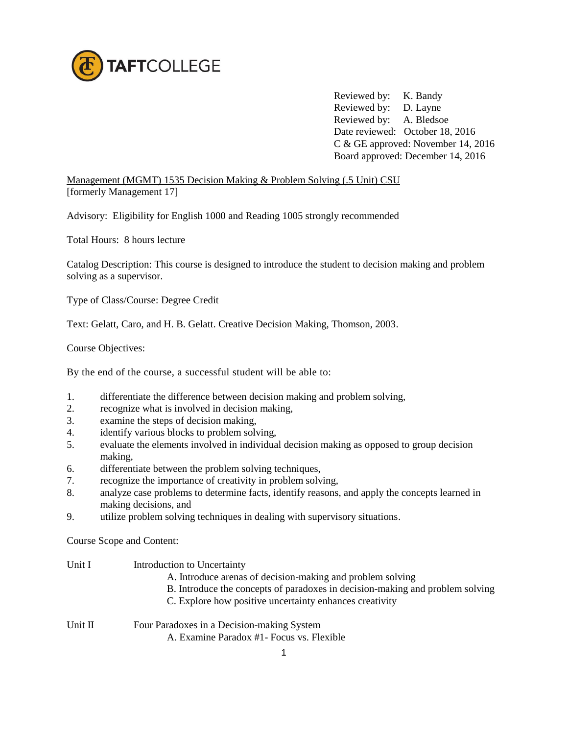TAFTCOLLEGE

Reviewed by: K. Bandy
Reviewed by: D. Layne
Reviewed by: A. Bledsoe
Date reviewed: October 18, 2016
C & GE approved: November 14, 2016
Board approved: December 14, 2016

Management (MGMT) 1535 Decision Making & Problem Solving (.5 Unit) CSU
[formerly Management 17]

Advisory: Eligibility for English 1000 and Reading 1005 strongly recommended

Total Hours: 8 hours lecture

Catalog Description: This course is designed to introduce the student to decision making and problem solving as a supervisor.

Type of Class/Course: Degree Credit

Text: Gelatt, Caro, and H. B. Gelatt. Creative Decision Making, Thomson, 2003.

Course Objectives:

By the end of the course, a successful student will be able to:

1. differentiate the difference between decision making and problem solving,
2. recognize what is involved in decision making,
3. examine the steps of decision making,
4. identify various blocks to problem solving,
5. evaluate the elements involved in individual decision making as opposed to group decision making,
6. differentiate between the problem solving techniques,
7. recognize the importance of creativity in problem solving,
8. analyze case problems to determine facts, identify reasons, and apply the concepts learned in making decisions, and
9. utilize problem solving techniques in dealing with supervisory situations.

Course Scope and Content:

Unit I Introduction to Uncertainty

- A. Introduce arenas of decision-making and problem solving
- B. Introduce the concepts of paradoxes in decision-making and problem solving
- C. Explore how positive uncertainty enhances creativity

Unit II Four Paradoxes in a Decision-making System

- A. Examine Paradox #1- Focus vs. Flexible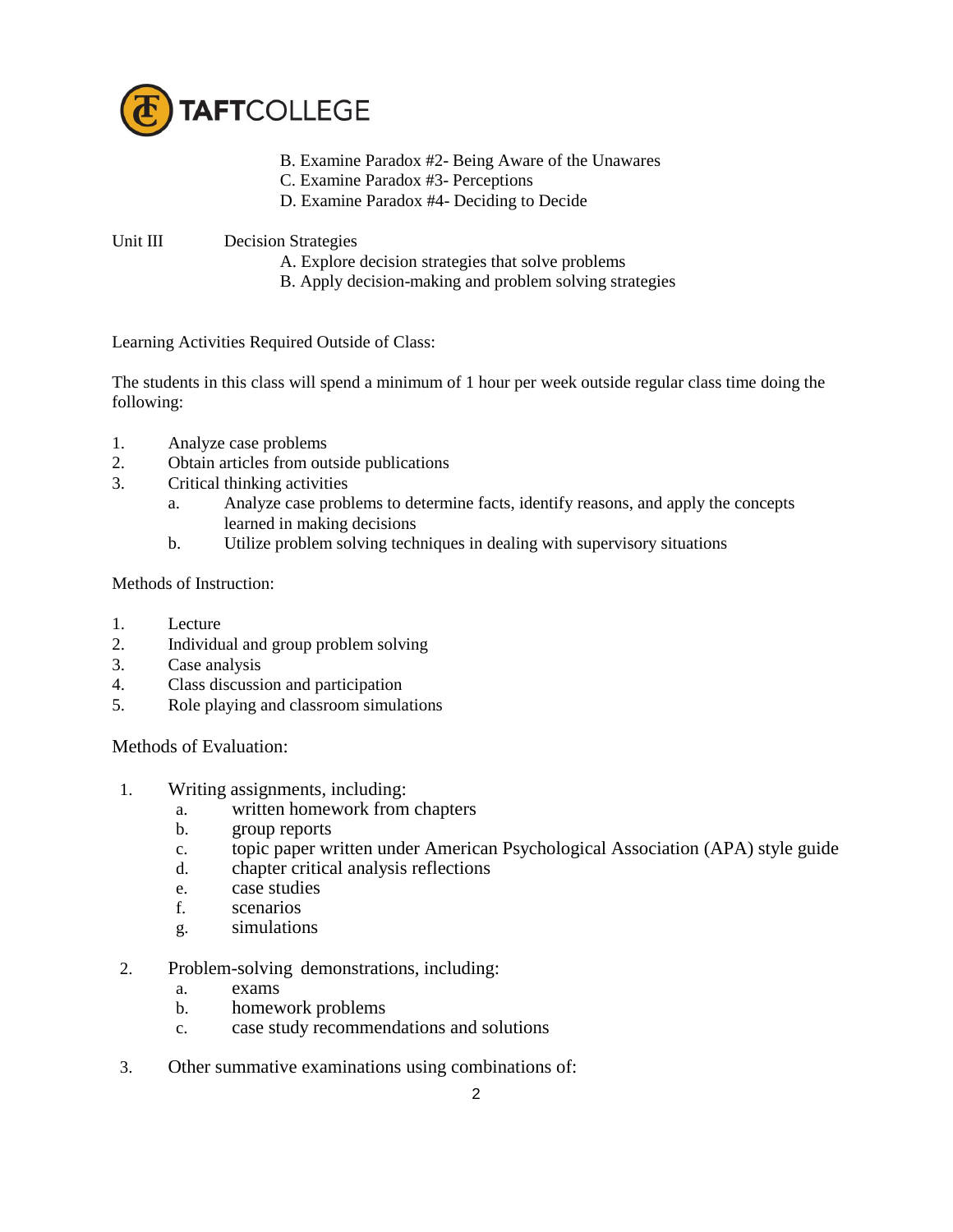B. Examine Paradox #2- Being Aware of the Unawares
C. Examine Paradox #3- Perceptions
D. Examine Paradox #4- Deciding to Decide

Unit III Decision Strategies

A. Explore decision strategies that solve problems
B. Apply decision-making and problem solving strategies

Learning Activities Required Outside of Class:

The students in this class will spend a minimum of 1 hour per week outside regular class time doing the following:

1. Analyze case problems
2. Obtain articles from outside publications
3. Critical thinking activities
   a. Analyze case problems to determine facts, identify reasons, and apply the concepts learned in making decisions
   b. Utilize problem solving techniques in dealing with supervisory situations

Methods of Instruction:

1. Lecture
2. Individual and group problem solving
3. Case analysis
4. Class discussion and participation
5. Role playing and classroom simulations

Methods of Evaluation:

1. Writing assignments, including:
   a. written homework from chapters
   b. group reports
   c. topic paper written under American Psychological Association (APA) style guide
   d. chapter critical analysis reflections
   e. case studies
   f. scenarios
   g. simulations

2. Problem-solving demonstrations, including:
   a. exams
   b. homework problems
   c. case study recommendations and solutions

3. Other summative examinations using combinations of: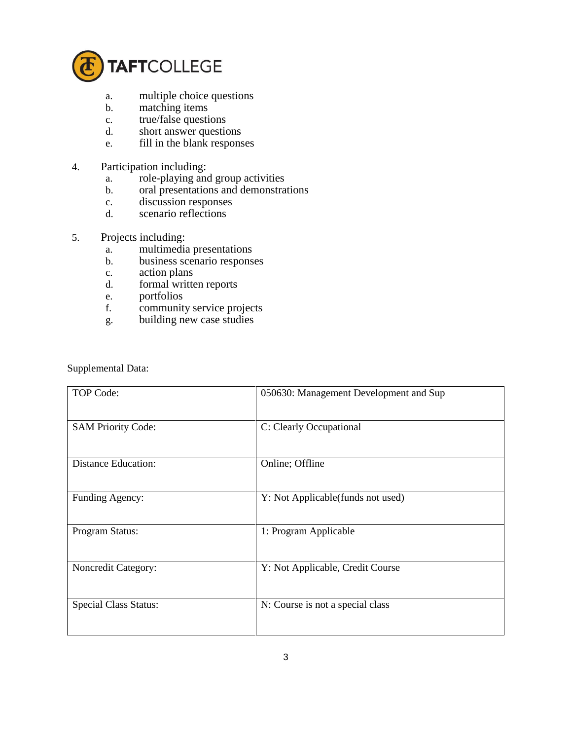a. multiple choice questions
   b. matching items
   c. true/false questions
   d. short answer questions
   e. fill in the blank responses

4. Participation including:
   a. role-playing and group activities
   b. oral presentations and demonstrations
   c. discussion responses
   d. scenario reflections

5. Projects including:
   a. multimedia presentations
   b. business scenario responses
   c. action plans
   d. formal written reports
   e. portfolios
   f. community service projects
   g. building new case studies

Supplemental Data:

| | |
|---|---|
| TOP Code: | 050630: Management Development and Sup |
| SAM Priority Code: | C: Clearly Occupational |
| Distance Education: | Online; Offline |
| Funding Agency: | Y: Not Applicable(funds not used) |
| Program Status: | 1: Program Applicable |
| Noncredit Category: | Y: Not Applicable, Credit Course |
| Special Class Status: | N: Course is not a special class |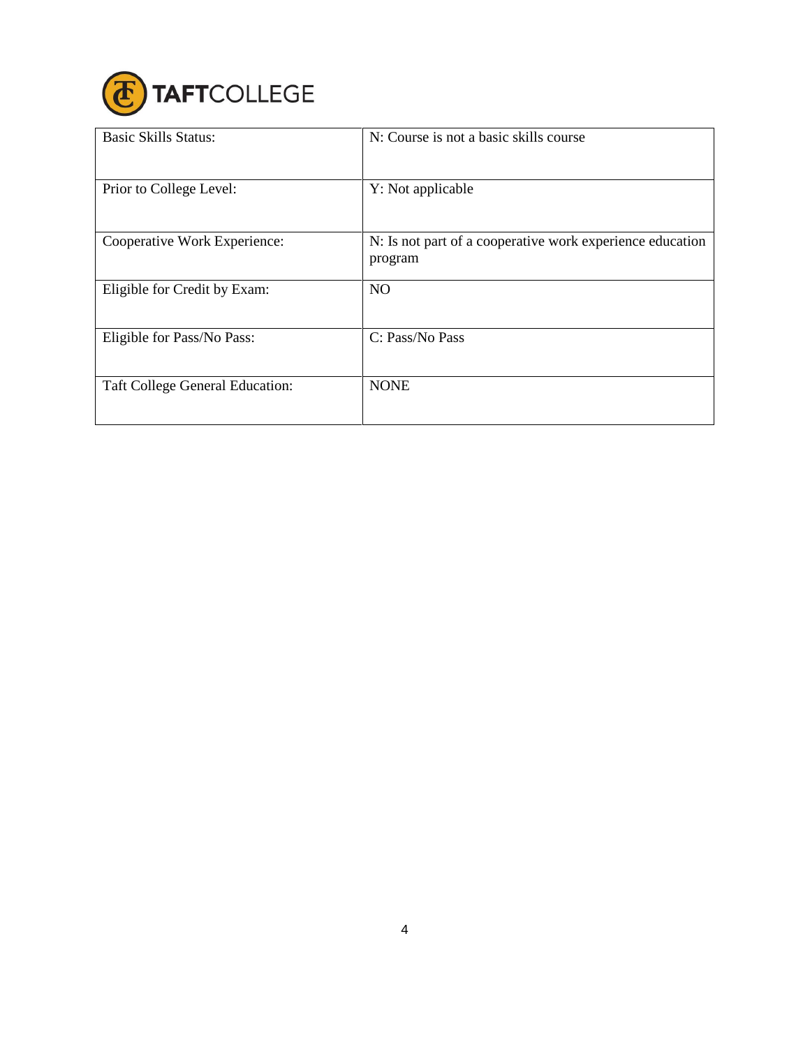| | |
|---|---|
| Basic Skills Status: | N: Course is not a basic skills course |
| Prior to College Level: | Y: Not applicable |
| Cooperative Work Experience: | N: Is not part of a cooperative work experience education program |
| Eligible for Credit by Exam: | NO |
| Eligible for Pass/No Pass: | C: Pass/No Pass |
| Taft College General Education: | NONE |